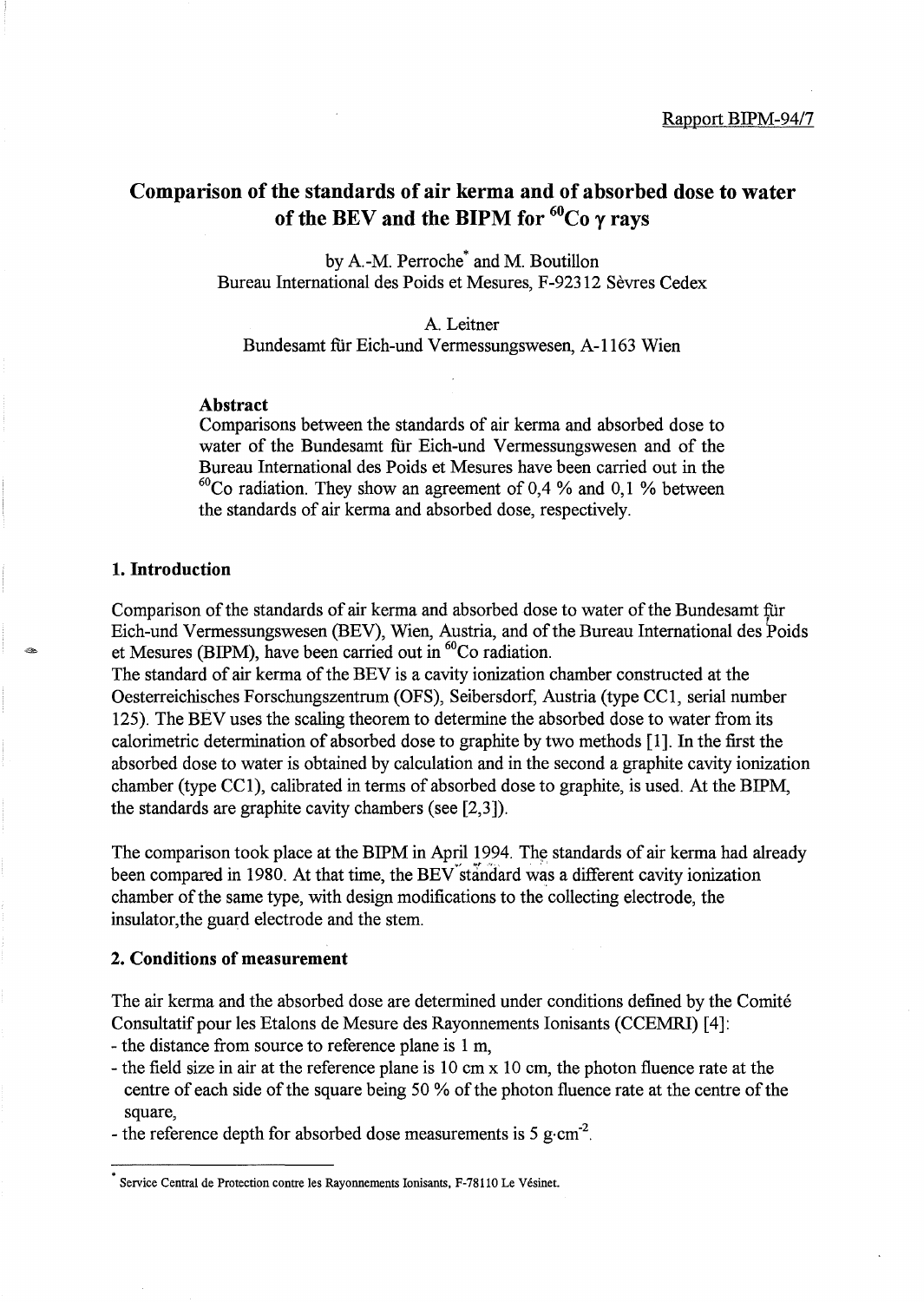Rapport BIPM-94/7

# Comparison of the standards of air kerma and of absorbed dose to water of the BEV and the BIPM for $^{60}$Co $\gamma$ rays

by A.-M. Perroche* and M. Boutillon
Bureau International des Poids et Mesures, F-92312 Sèvres Cedex

A. Leitner
Bundesamt für Eich-und Vermessungswesen, A-1163 Wien

### Abstract

Comparisons between the standards of air kerma and absorbed dose to water of the Bundesamt für Eich-und Vermessungswesen and of the Bureau International des Poids et Mesures have been carried out in the $^{60}$Co radiation. They show an agreement of 0,4 % and 0,1 % between the standards of air kerma and absorbed dose, respectively.

## 1. Introduction

Comparison of the standards of air kerma and absorbed dose to water of the Bundesamt für Eich-und Vermessungswesen (BEV), Wien, Austria, and of the Bureau International des Poids et Mesures (BIPM), have been carried out in $^{60}$Co radiation.
The standard of air kerma of the BEV is a cavity ionization chamber constructed at the Oesterreichisches Forschungszentrum (OFS), Seibersdorf, Austria (type CC1, serial number 125). The BEV uses the scaling theorem to determine the absorbed dose to water from its calorimetric determination of absorbed dose to graphite by two methods [1]. In the first the absorbed dose to water is obtained by calculation and in the second a graphite cavity ionization chamber (type CC1), calibrated in terms of absorbed dose to graphite, is used. At the BIPM, the standards are graphite cavity chambers (see [2,3]).

The comparison took place at the BIPM in April 1994. The standards of air kerma had already been compared in 1980. At that time, the BEV standard was a different cavity ionization chamber of the same type, with design modifications to the collecting electrode, the insulator,the guard electrode and the stem.

## 2. Conditions of measurement

The air kerma and the absorbed dose are determined under conditions defined by the Comité Consultatif pour les Etalons de Mesure des Rayonnements Ionisants (CCEMRI) [4]:

- the distance from source to reference plane is 1 m,
- the field size in air at the reference plane is 10 cm x 10 cm, the photon fluence rate at the centre of each side of the square being 50 % of the photon fluence rate at the centre of the square,
- the reference depth for absorbed dose measurements is 5 $g \cdot cm^{-2}$.

* Service Central de Protection contre les Rayonnements Ionisants, F-78110 Le Vésinet.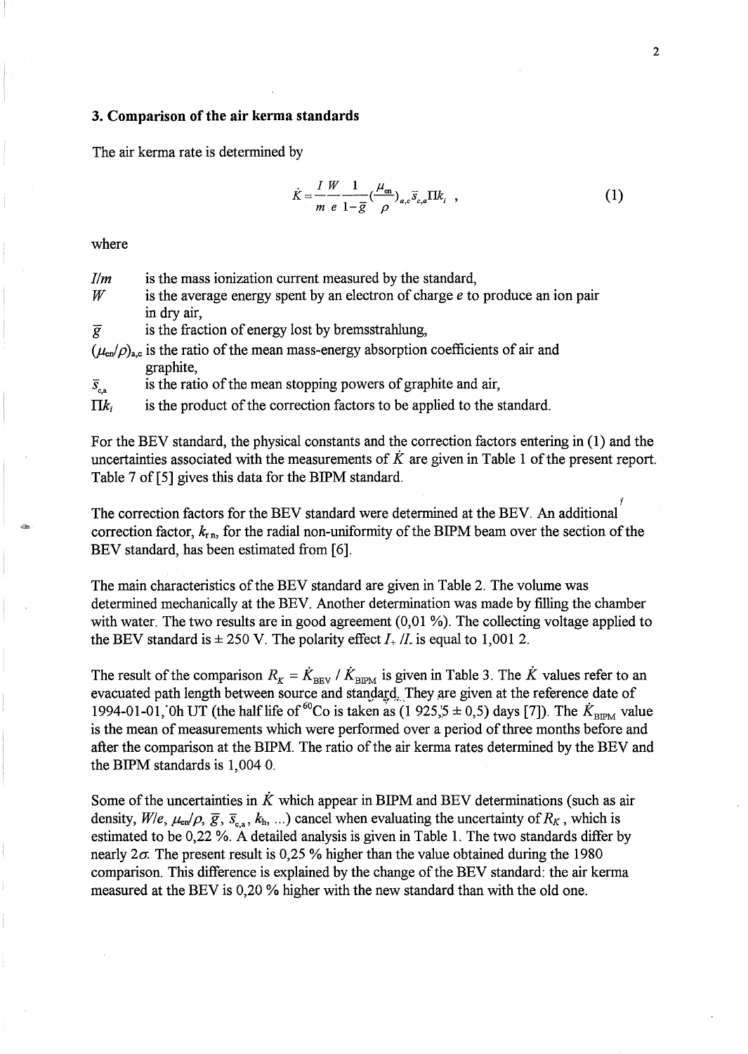### 3. Comparison of the air kerma standards

The air kerma rate is determined by

$$\dot{K} = \frac{I}{m}\frac{W}{e}\frac{1}{1-\bar{g}}\left(\frac{\mu_{en}}{\rho}\right)_{a,c}\bar{s}_{c,a}\Pi k_i \ , \tag{1}$$

where

- $I/m$ is the mass ionization current measured by the standard,
- $W$ is the average energy spent by an electron of charge $e$ to produce an ion pair in dry air,
- $\bar{g}$ is the fraction of energy lost by bremsstrahlung,
- $(\mu_{en}/\rho)_{a,c}$ is the ratio of the mean mass-energy absorption coefficients of air and graphite,
- $\bar{s}_{c,a}$ is the ratio of the mean stopping powers of graphite and air,
- $\Pi k_i$ is the product of the correction factors to be applied to the standard.

For the BEV standard, the physical constants and the correction factors entering in (1) and the uncertainties associated with the measurements of $\dot{K}$ are given in Table 1 of the present report. Table 7 of [5] gives this data for the BIPM standard.

The correction factors for the BEV standard were determined at the BEV. An additional correction factor, $k_{rn}$, for the radial non-uniformity of the BIPM beam over the section of the BEV standard, has been estimated from [6].

The main characteristics of the BEV standard are given in Table 2. The volume was determined mechanically at the BEV. Another determination was made by filling the chamber with water. The two results are in good agreement (0,01 %). The collecting voltage applied to the BEV standard is ± 250 V. The polarity effect $I_+ / I_-$ is equal to 1,001 2.

The result of the comparison $R_K = \dot{K}_{BEV} / \dot{K}_{BIPM}$ is given in Table 3. The $\dot{K}$ values refer to an evacuated path length between source and standard. They are given at the reference date of 1994-01-01, 0h UT (the half life of $^{60}$Co is taken as (1 925,5 ± 0,5) days [7]). The $\dot{K}_{BIPM}$ value is the mean of measurements which were performed over a period of three months before and after the comparison at the BIPM. The ratio of the air kerma rates determined by the BEV and the BIPM standards is 1,004 0.

Some of the uncertainties in $\dot{K}$ which appear in BIPM and BEV determinations (such as air density, $W/e$, $\mu_{en}/\rho$, $\bar{g}$, $\bar{s}_{c,a}$, $k_h$, ...) cancel when evaluating the uncertainty of $R_K$, which is estimated to be 0,22 %. A detailed analysis is given in Table 1. The two standards differ by nearly $2\sigma$. The present result is 0,25 % higher than the value obtained during the 1980 comparison. This difference is explained by the change of the BEV standard: the air kerma measured at the BEV is 0,20 % higher with the new standard than with the old one.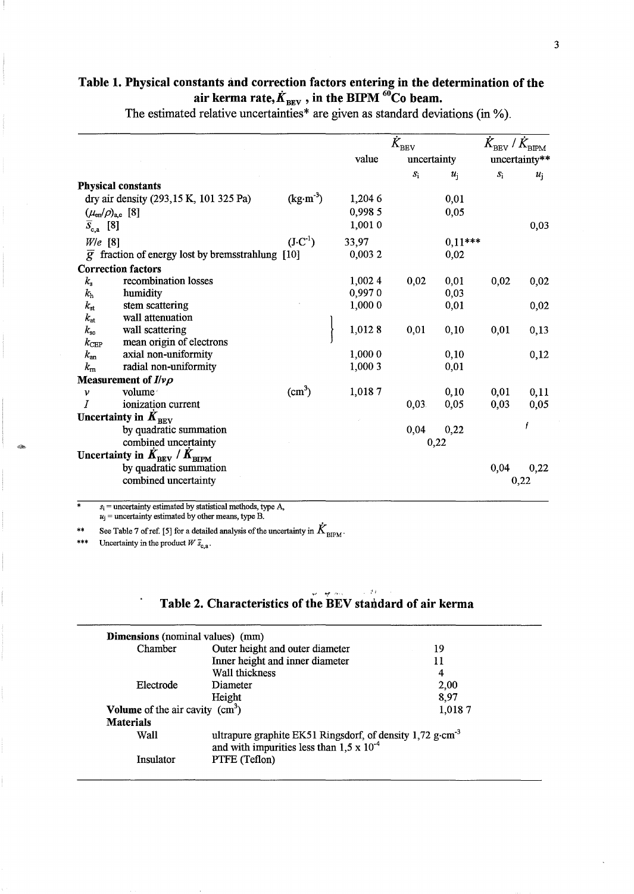**Table 1. Physical constants and correction factors entering in the determination of the air kerma rate, $\dot{K}_{BEV}$, in the BIPM $^{60}$Co beam.**

The estimated relative uncertainties* are given as standard deviations (in %).

| | | | $\dot{K}_{BEV}$ | | | $\dot{K}_{BEV}$ / $\dot{K}_{BIPM}$ | |
|---|---|---|---|---|---|---|---|
| | | | value | uncertainty | | uncertainty** | |
| | | | | $s_i$ | $u_j$ | $s_i$ | $u_j$ |
| **Physical constants** | | | | | | | |
| dry air density (293,15 K, 101 325 Pa) | | (kg·m$^{-3}$) | 1,204 6 | | 0,01 | | |
| $(\mu_{en}/\rho)_{a,c}$ [8] | | | 0,998 5 | | 0,05 | | |
| $\bar{s}_{c,a}$ [8] | | | 1,001 0 | | | | 0,03 |
| $W/e$ [8] | | (J·C$^{-1}$) | 33,97 | | 0,11*** | | |
| $\bar{g}$ fraction of energy lost by bremsstrahlung [10] | | | 0,003 2 | | 0,02 | | |
| **Correction factors** | | | | | | | |
| $k_s$ | recombination losses | | 1,002 4 | 0,02 | 0,01 | 0,02 | 0,02 |
| $k_h$ | humidity | | 0,997 0 | | 0,03 | | |
| $k_{st}$ | stem scattering | | 1,000 0 | | 0,01 | | 0,02 |
| $k_{at}$ | wall attenuation | | } | | | | |
| $k_{sc}$ | wall scattering | | 1,012 8 | 0,01 | 0,10 | 0,01 | 0,13 |
| $k_{CEP}$ | mean origin of electrons | | } | | | | |
| $k_{an}$ | axial non-uniformity | | 1,000 0 | | 0,10 | | 0,12 |
| $k_{rn}$ | radial non-uniformity | | 1,000 3 | | 0,01 | | |
| **Measurement of $I/v\rho$** | | | | | | | |
| $v$ | volume | (cm$^3$) | 1,018 7 | | 0,10 | 0,01 | 0,11 |
| $I$ | ionization current | | | 0,03 | 0,05 | 0,03 | 0,05 |
| **Uncertainty in $\dot{K}_{BEV}$** | | | | | | | |
| | by quadratic summation | | | 0,04 | 0,22 | | |
| | combined uncertainty | | | 0,22 | | | |
| **Uncertainty in $\dot{K}_{BEV}$ / $\dot{K}_{BIPM}$** | | | | | | | |
| | by quadratic summation | | | | | 0,04 | 0,22 |
| | combined uncertainty | | | | | 0,22 | |

\* $s_i$ = uncertainty estimated by statistical methods, type A,
$u_j$ = uncertainty estimated by other means, type B.

\*\* See Table 7 of ref. [5] for a detailed analysis of the uncertainty in $\dot{K}_{BIPM}$.

\*\*\* Uncertainty in the product $W\,\bar{s}_{c,a}$.

**Table 2. Characteristics of the BEV standard of air kerma**

| | | |
|---|---|---|
| **Dimensions** (nominal values) (mm) | | |
| Chamber | Outer height and outer diameter | 19 |
| | Inner height and inner diameter | 11 |
| | Wall thickness | 4 |
| Electrode | Diameter | 2,00 |
| | Height | 8,97 |
| **Volume** of the air cavity (cm$^3$) | | 1,018 7 |
| **Materials** | | |
| Wall | ultrapure graphite EK51 Ringsdorf, of density 1,72 g·cm$^{-3}$ and with impurities less than 1,5 x 10$^{-4}$ | |
| Insulator | PTFE (Teflon) | |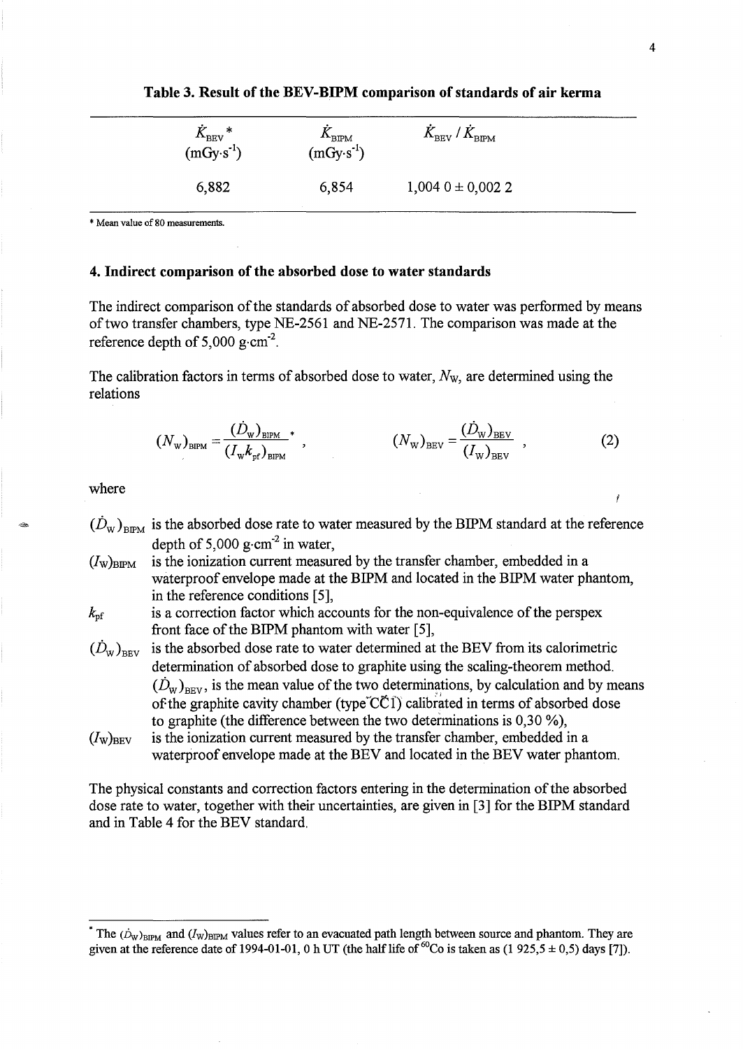**Table 3. Result of the BEV-BIPM comparison of standards of air kerma**

| $\dot{K}_{BEV}$ * (mGy·s$^{-1}$) | $\dot{K}_{BIPM}$ (mGy·s$^{-1}$) | $\dot{K}_{BEV} / \dot{K}_{BIPM}$ |
|---|---|---|
| 6,882 | 6,854 | 1,004 0 ± 0,002 2 |

\* Mean value of 80 measurements.

## 4. Indirect comparison of the absorbed dose to water standards

The indirect comparison of the standards of absorbed dose to water was performed by means of two transfer chambers, type NE-2561 and NE-2571. The comparison was made at the reference depth of 5,000 g·cm$^{-2}$.

The calibration factors in terms of absorbed dose to water, $N_W$, are determined using the relations

$$(N_W)_{BIPM} = \frac{(\dot{D}_W)_{BIPM}}{(I_W k_{pf})_{BIPM}}^{*} , \qquad (N_W)_{BEV} = \frac{(\dot{D}_W)_{BEV}}{(I_W)_{BEV}} , \qquad (2)$$

where

- $(\dot{D}_W)_{BIPM}$ is the absorbed dose rate to water measured by the BIPM standard at the reference depth of 5,000 g·cm$^{-2}$ in water,
- $(I_W)_{BIPM}$ is the ionization current measured by the transfer chamber, embedded in a waterproof envelope made at the BIPM and located in the BIPM water phantom, in the reference conditions [5],
- $k_{pf}$ is a correction factor which accounts for the non-equivalence of the perspex front face of the BIPM phantom with water [5],
- $(\dot{D}_W)_{BEV}$ is the absorbed dose rate to water determined at the BEV from its calorimetric determination of absorbed dose to graphite using the scaling-theorem method. $(\dot{D}_W)_{BEV}$, is the mean value of the two determinations, by calculation and by means of the graphite cavity chamber (type CC1) calibrated in terms of absorbed dose to graphite (the difference between the two determinations is 0,30 %),
- $(I_W)_{BEV}$ is the ionization current measured by the transfer chamber, embedded in a waterproof envelope made at the BEV and located in the BEV water phantom.

The physical constants and correction factors entering in the determination of the absorbed dose rate to water, together with their uncertainties, are given in [3] for the BIPM standard and in Table 4 for the BEV standard.

\* The $(\dot{D}_W)_{BIPM}$ and $(I_W)_{BIPM}$ values refer to an evacuated path length between source and phantom. They are given at the reference date of 1994-01-01, 0 h UT (the half life of $^{60}$Co is taken as (1 925,5 ± 0,5) days [7]).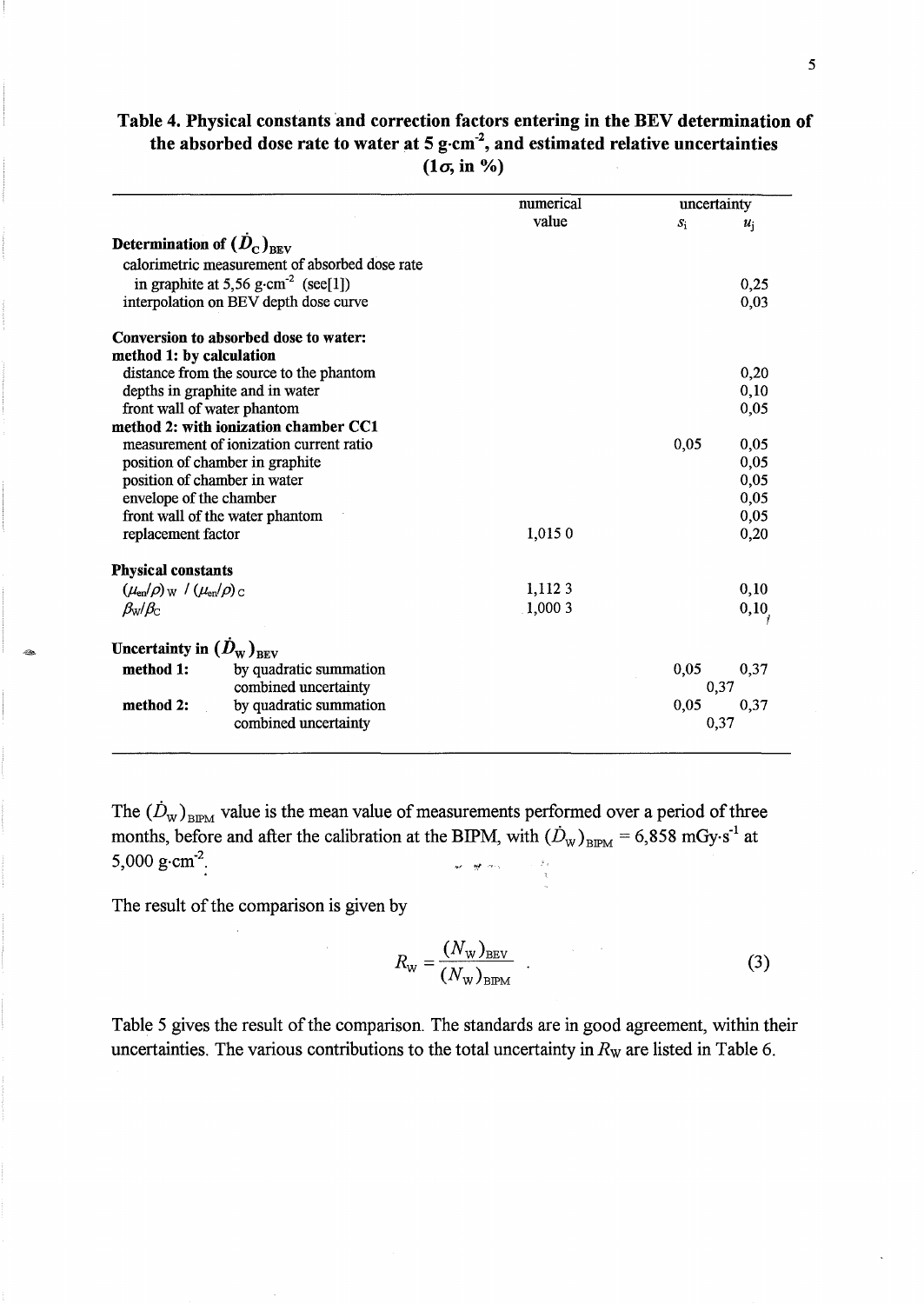**Table 4. Physical constants and correction factors entering in the BEV determination of the absorbed dose rate to water at 5 g·cm$^{-2}$, and estimated relative uncertainties (1$\sigma$, in %)**

| | numerical value | uncertainty $s_i$ | uncertainty $u_j$ |
|---|---|---|---|
| **Determination of $(\dot{D}_C)_{BEV}$** | | | |
| calorimetric measurement of absorbed dose rate in graphite at 5,56 g·cm$^{-2}$ (see[1]) | | | 0,25 |
| interpolation on BEV depth dose curve | | | 0,03 |
| **Conversion to absorbed dose to water:** | | | |
| **method 1: by calculation** | | | |
| distance from the source to the phantom | | | 0,20 |
| depths in graphite and in water | | | 0,10 |
| front wall of water phantom | | | 0,05 |
| **method 2: with ionization chamber CC1** | | | |
| measurement of ionization current ratio | | 0,05 | 0,05 |
| position of chamber in graphite | | | 0,05 |
| position of chamber in water | | | 0,05 |
| envelope of the chamber | | | 0,05 |
| front wall of the water phantom | | | 0,05 |
| replacement factor | 1,015 0 | | 0,20 |
| **Physical constants** | | | |
| $(\mu_{en}/\rho)_W$ / $(\mu_{en}/\rho)_C$ | 1,112 3 | | 0,10 |
| $\beta_W/\beta_C$ | 1,000 3 | | 0,10 |
| **Uncertainty in $(\dot{D}_W)_{BEV}$** | | | |
| **method 1:** by quadratic summation | | 0,05 | 0,37 |
| combined uncertainty | | 0,37 | |
| **method 2:** by quadratic summation | | 0,05 | 0,37 |
| combined uncertainty | | 0,37 | |

The $(\dot{D}_W)_{BIPM}$ value is the mean value of measurements performed over a period of three months, before and after the calibration at the BIPM, with $(\dot{D}_W)_{BIPM}$ = 6,858 mGy·s$^{-1}$ at 5,000 g·cm$^{-2}$.

The result of the comparison is given by

$$R_W = \frac{(N_W)_{BEV}}{(N_W)_{BIPM}} \quad . \tag{3}$$

Table 5 gives the result of the comparison. The standards are in good agreement, within their uncertainties. The various contributions to the total uncertainty in $R_W$ are listed in Table 6.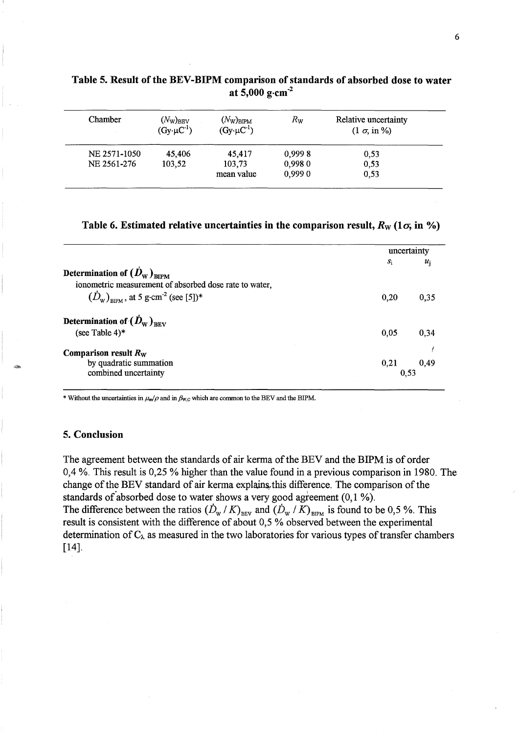**Table 5. Result of the BEV-BIPM comparison of standards of absorbed dose to water at 5,000 g·cm$^{-2}$**

| Chamber | $(N_W)_{BEV}$ (Gy·µC$^{-1}$) | $(N_W)_{BIPM}$ (Gy·µC$^{-1}$) | $R_W$ | Relative uncertainty (1 $\sigma$, in %) |
|---|---|---|---|---|
| NE 2571-1050 | 45,406 | 45,417 | 0,999 8 | 0,53 |
| NE 2561-276 | 103,52 | 103,73 | 0,998 0 | 0,53 |
| | | mean value | 0,999 0 | 0,53 |

**Table 6. Estimated relative uncertainties in the comparison result, $R_W$ (1$\sigma$, in %)**

| | uncertainty $s_i$ | uncertainty $u_j$ |
|---|---|---|
| **Determination of $(\dot{D}_W)_{BIPM}$** | | |
| ionometric measurement of absorbed dose rate to water, $(\dot{D}_W)_{BIPM}$, at 5 g·cm$^{-2}$ (see [5])* | 0,20 | 0,35 |
| **Determination of $(\dot{D}_W)_{BEV}$** | | |
| (see Table 4)* | 0,05 | 0,34 |
| **Comparison result $R_W$** | | |
| by quadratic summation | 0,21 | 0,49 |
| combined uncertainty | 0,53 | |

\* Without the uncertainties in $\mu_{en}/\rho$ and in $\beta_{W,C}$ which are common to the BEV and the BIPM.

## 5. Conclusion

The agreement between the standards of air kerma of the BEV and the BIPM is of order 0,4 %. This result is 0,25 % higher than the value found in a previous comparison in 1980. The change of the BEV standard of air kerma explains this difference. The comparison of the standards of absorbed dose to water shows a very good agreement (0,1 %).
The difference between the ratios $(\dot{D}_W / K)_{BEV}$ and $(\dot{D}_W / K)_{BIPM}$ is found to be 0,5 %. This result is consistent with the difference of about 0,5 % observed between the experimental determination of $C_\lambda$ as measured in the two laboratories for various types of transfer chambers [14].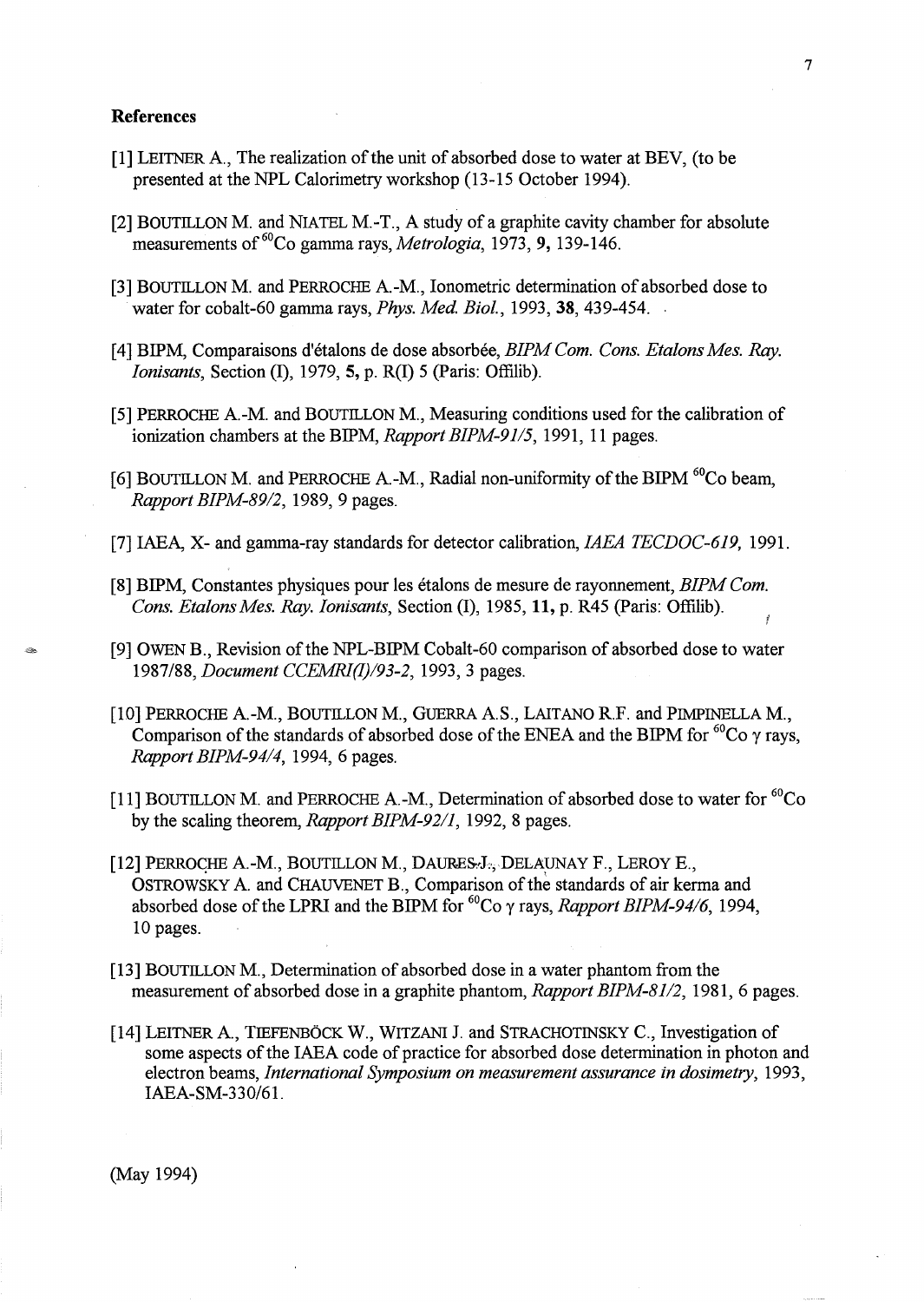## References

[1] LEITNER A., The realization of the unit of absorbed dose to water at BEV, (to be presented at the NPL Calorimetry workshop (13-15 October 1994).

[2] BOUTILLON M. and NIATEL M.-T., A study of a graphite cavity chamber for absolute measurements of $^{60}$Co gamma rays, *Metrologia*, 1973, **9**, 139-146.

[3] BOUTILLON M. and PERROCHE A.-M., Ionometric determination of absorbed dose to water for cobalt-60 gamma rays, *Phys. Med. Biol.*, 1993, **38**, 439-454.

[4] BIPM, Comparaisons d'étalons de dose absorbée, *BIPM Com. Cons. Etalons Mes. Ray. Ionisants*, Section (I), 1979, **5**, p. R(I) 5 (Paris: Offilib).

[5] PERROCHE A.-M. and BOUTILLON M., Measuring conditions used for the calibration of ionization chambers at the BIPM, *Rapport BIPM-91/5*, 1991, 11 pages.

[6] BOUTILLON M. and PERROCHE A.-M., Radial non-uniformity of the BIPM $^{60}$Co beam, *Rapport BIPM-89/2*, 1989, 9 pages.

[7] IAEA, X- and gamma-ray standards for detector calibration, *IAEA TECDOC-619*, 1991.

[8] BIPM, Constantes physiques pour les étalons de mesure de rayonnement, *BIPM Com. Cons. Etalons Mes. Ray. Ionisants*, Section (I), 1985, **11**, p. R45 (Paris: Offilib).

[9] OWEN B., Revision of the NPL-BIPM Cobalt-60 comparison of absorbed dose to water 1987/88, *Document CCEMRI(I)/93-2*, 1993, 3 pages.

[10] PERROCHE A.-M., BOUTILLON M., GUERRA A.S., LAITANO R.F. and PIMPINELLA M., Comparison of the standards of absorbed dose of the ENEA and the BIPM for $^{60}$Co $\gamma$ rays, *Rapport BIPM-94/4*, 1994, 6 pages.

[11] BOUTILLON M. and PERROCHE A.-M., Determination of absorbed dose to water for $^{60}$Co by the scaling theorem, *Rapport BIPM-92/1*, 1992, 8 pages.

[12] PERROCHE A.-M., BOUTILLON M., DAURES J., DELAUNAY F., LEROY E., OSTROWSKY A. and CHAUVENET B., Comparison of the standards of air kerma and absorbed dose of the LPRI and the BIPM for $^{60}$Co $\gamma$ rays, *Rapport BIPM-94/6*, 1994, 10 pages.

[13] BOUTILLON M., Determination of absorbed dose in a water phantom from the measurement of absorbed dose in a graphite phantom, *Rapport BIPM-81/2*, 1981, 6 pages.

[14] LEITNER A., TIEFENBÖCK W., WITZANI J. and STRACHOTINSKY C., Investigation of some aspects of the IAEA code of practice for absorbed dose determination in photon and electron beams, *International Symposium on measurement assurance in dosimetry*, 1993, IAEA-SM-330/61.

(May 1994)